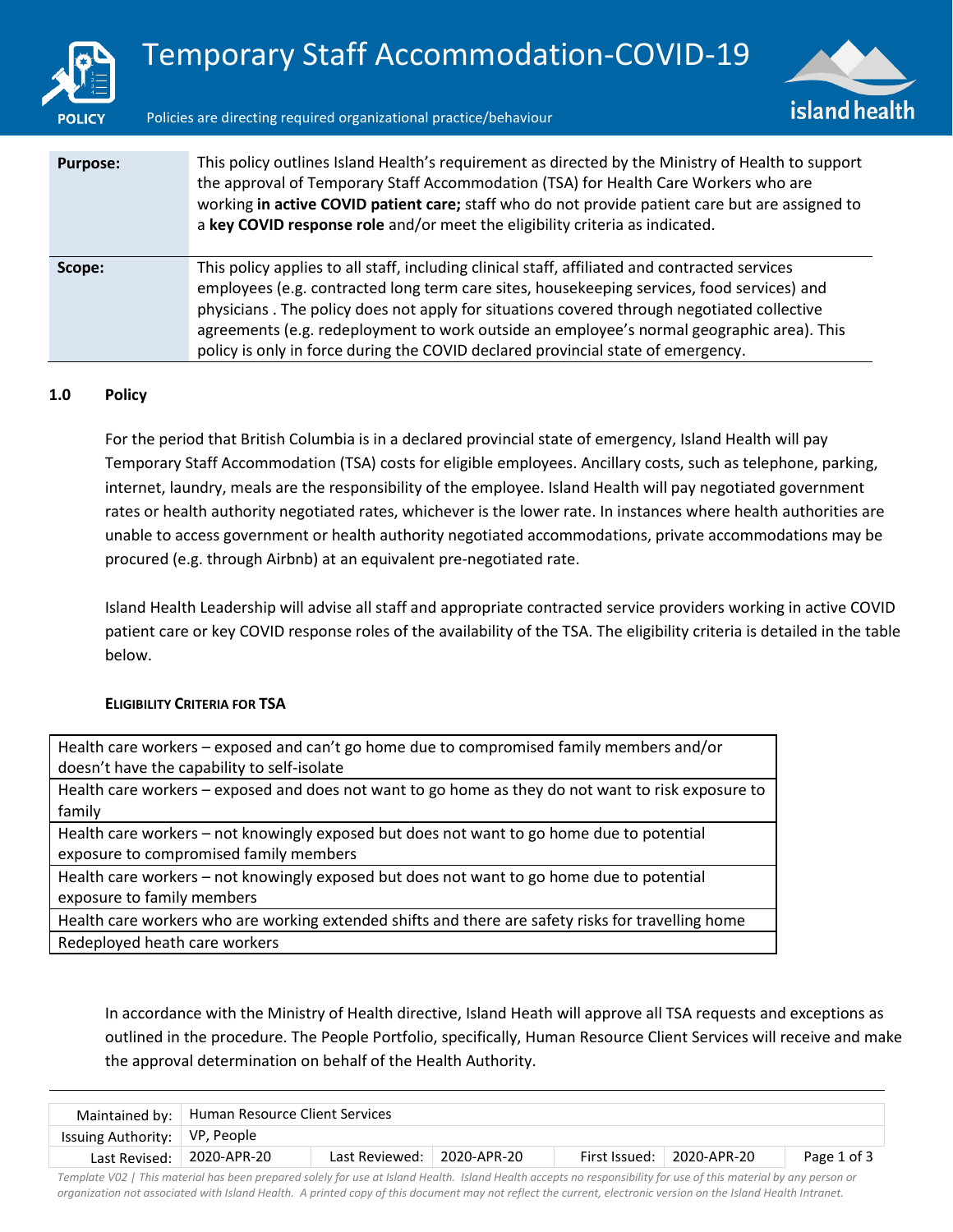# Temporary Staff Accommodation-COVID-19

POLICY

Policies are directing required organizational practice/behaviour

| | |
|---|---|
| **Purpose:** | This policy outlines Island Health's requirement as directed by the Ministry of Health to support the approval of Temporary Staff Accommodation (TSA) for Health Care Workers who are working **in active COVID patient care;** staff who do not provide patient care but are assigned to a **key COVID response role** and/or meet the eligibility criteria as indicated. |
| **Scope:** | This policy applies to all staff, including clinical staff, affiliated and contracted services employees (e.g. contracted long term care sites, housekeeping services, food services) and physicians . The policy does not apply for situations covered through negotiated collective agreements (e.g. redeployment to work outside an employee's normal geographic area). This policy is only in force during the COVID declared provincial state of emergency. |

## 1.0 Policy

For the period that British Columbia is in a declared provincial state of emergency, Island Health will pay Temporary Staff Accommodation (TSA) costs for eligible employees. Ancillary costs, such as telephone, parking, internet, laundry, meals are the responsibility of the employee. Island Health will pay negotiated government rates or health authority negotiated rates, whichever is the lower rate. In instances where health authorities are unable to access government or health authority negotiated accommodations, private accommodations may be procured (e.g. through Airbnb) at an equivalent pre-negotiated rate.

Island Health Leadership will advise all staff and appropriate contracted service providers working in active COVID patient care or key COVID response roles of the availability of the TSA. The eligibility criteria is detailed in the table below.

**ELIGIBILITY CRITERIA FOR TSA**

| |
|---|
| Health care workers – exposed and can't go home due to compromised family members and/or doesn't have the capability to self-isolate |
| Health care workers – exposed and does not want to go home as they do not want to risk exposure to family |
| Health care workers – not knowingly exposed but does not want to go home due to potential exposure to compromised family members |
| Health care workers – not knowingly exposed but does not want to go home due to potential exposure to family members |
| Health care workers who are working extended shifts and there are safety risks for travelling home |
| Redeployed heath care workers |

In accordance with the Ministry of Health directive, Island Heath will approve all TSA requests and exceptions as outlined in the procedure. The People Portfolio, specifically, Human Resource Client Services will receive and make the approval determination on behalf of the Health Authority.

| | | | | | |
|---|---|---|---|---|---|
| Maintained by: | Human Resource Client Services | | | | |
| Issuing Authority: | VP, People | | | | |
| Last Revised: | 2020-APR-20 | Last Reviewed: | 2020-APR-20 | First Issued: | 2020-APR-20 |

*Template V02 | This material has been prepared solely for use at Island Health. Island Health accepts no responsibility for use of this material by any person or organization not associated with Island Health. A printed copy of this document may not reflect the current, electronic version on the Island Health Intranet.*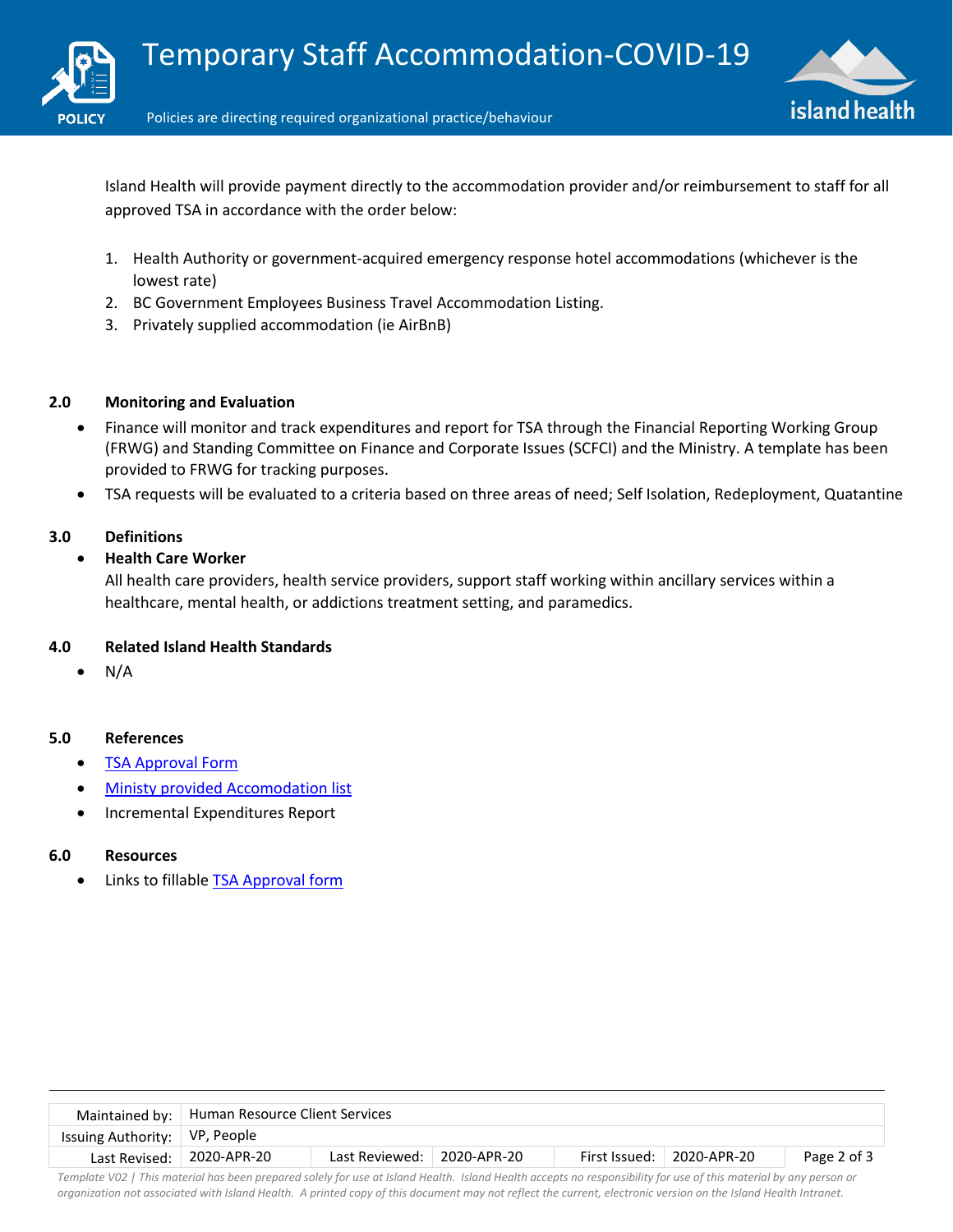Island Health will provide payment directly to the accommodation provider and/or reimbursement to staff for all approved TSA in accordance with the order below:

1. Health Authority or government-acquired emergency response hotel accommodations (whichever is the lowest rate)
2. BC Government Employees Business Travel Accommodation Listing.
3. Privately supplied accommodation (ie AirBnB)

## 2.0 Monitoring and Evaluation

- Finance will monitor and track expenditures and report for TSA through the Financial Reporting Working Group (FRWG) and Standing Committee on Finance and Corporate Issues (SCFCI) and the Ministry. A template has been provided to FRWG for tracking purposes.
- TSA requests will be evaluated to a criteria based on three areas of need; Self Isolation, Redeployment, Quatantine

## 3.0 Definitions

- **Health Care Worker**
  All health care providers, health service providers, support staff working within ancillary services within a healthcare, mental health, or addictions treatment setting, and paramedics.

## 4.0 Related Island Health Standards

- N/A

## 5.0 References

- TSA Approval Form
- Ministy provided Accomodation list
- Incremental Expenditures Report

## 6.0 Resources

- Links to fillable TSA Approval form

| Maintained by: | Human Resource Client Services | | | | |
|---|---|---|---|---|---|
| Issuing Authority: | VP, People | | | | |
| Last Revised: | 2020-APR-20 | Last Reviewed: | 2020-APR-20 | First Issued: | 2020-APR-20 |

*Template V02 | This material has been prepared solely for use at Island Health. Island Health accepts no responsibility for use of this material by any person or organization not associated with Island Health. A printed copy of this document may not reflect the current, electronic version on the Island Health Intranet.*